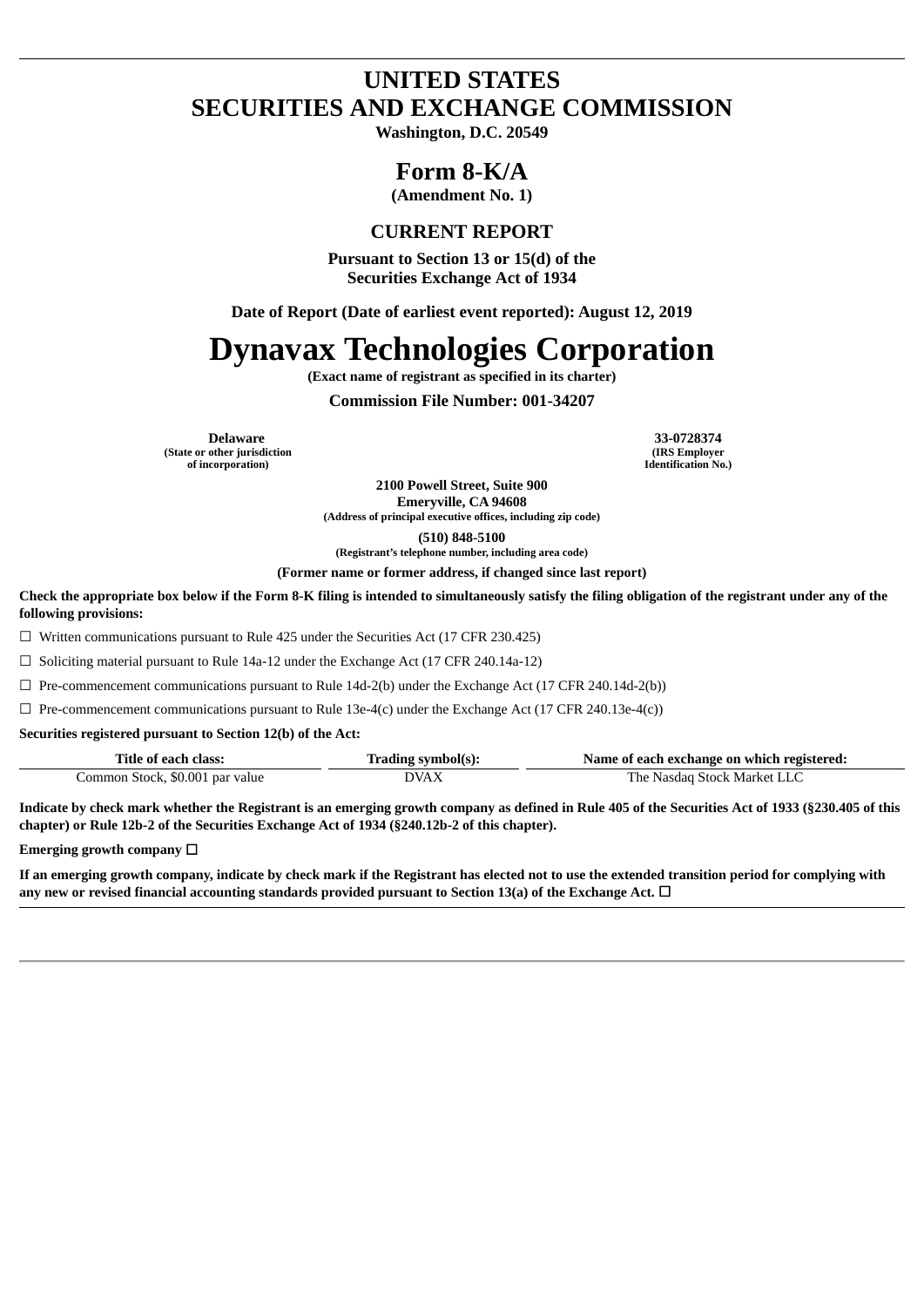# UNITED STATES
# SECURITIES AND EXCHANGE COMMISSION

**Washington, D.C. 20549**

## Form 8-K/A

**(Amendment No. 1)**

### CURRENT REPORT

**Pursuant to Section 13 or 15(d) of the Securities Exchange Act of 1934**

**Date of Report (Date of earliest event reported): August 12, 2019**

# Dynavax Technologies Corporation

**(Exact name of registrant as specified in its charter)**

**Commission File Number: 001-34207**

| **Delaware** | **33-0728374** |
|---|---|
| **(State or other jurisdiction of incorporation)** | **(IRS Employer Identification No.)** |

**2100 Powell Street, Suite 900**
**Emeryville, CA 94608**
**(Address of principal executive offices, including zip code)**

**(510) 848-5100**
**(Registrant's telephone number, including area code)**

**(Former name or former address, if changed since last report)**

**Check the appropriate box below if the Form 8-K filing is intended to simultaneously satisfy the filing obligation of the registrant under any of the following provisions:**

☐ Written communications pursuant to Rule 425 under the Securities Act (17 CFR 230.425)

☐ Soliciting material pursuant to Rule 14a-12 under the Exchange Act (17 CFR 240.14a-12)

☐ Pre-commencement communications pursuant to Rule 14d-2(b) under the Exchange Act (17 CFR 240.14d-2(b))

☐ Pre-commencement communications pursuant to Rule 13e-4(c) under the Exchange Act (17 CFR 240.13e-4(c))

**Securities registered pursuant to Section 12(b) of the Act:**

| Title of each class: | Trading symbol(s): | Name of each exchange on which registered: |
|---|---|---|
| Common Stock, $0.001 par value | DVAX | The Nasdaq Stock Market LLC |

**Indicate by check mark whether the Registrant is an emerging growth company as defined in Rule 405 of the Securities Act of 1933 (§230.405 of this chapter) or Rule 12b-2 of the Securities Exchange Act of 1934 (§240.12b-2 of this chapter).**

**Emerging growth company ☐**

**If an emerging growth company, indicate by check mark if the Registrant has elected not to use the extended transition period for complying with any new or revised financial accounting standards provided pursuant to Section 13(a) of the Exchange Act. ☐**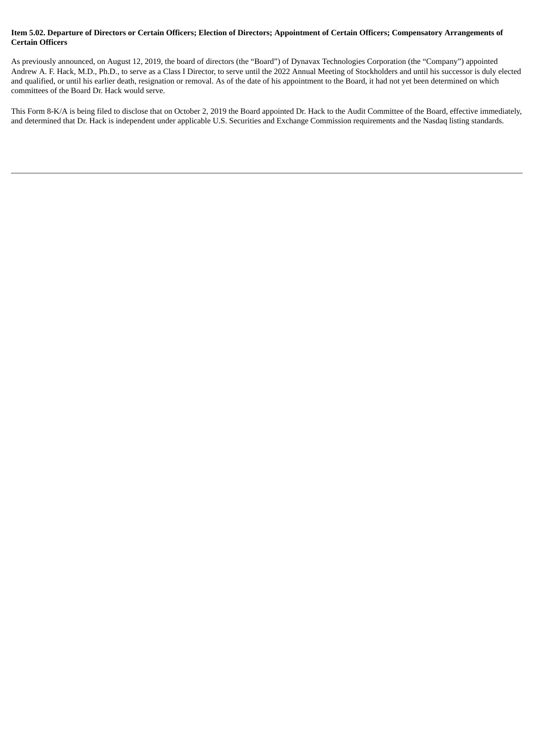**Item 5.02. Departure of Directors or Certain Officers; Election of Directors; Appointment of Certain Officers; Compensatory Arrangements of Certain Officers**

As previously announced, on August 12, 2019, the board of directors (the "Board") of Dynavax Technologies Corporation (the "Company") appointed Andrew A. F. Hack, M.D., Ph.D., to serve as a Class I Director, to serve until the 2022 Annual Meeting of Stockholders and until his successor is duly elected and qualified, or until his earlier death, resignation or removal. As of the date of his appointment to the Board, it had not yet been determined on which committees of the Board Dr. Hack would serve.

This Form 8-K/A is being filed to disclose that on October 2, 2019 the Board appointed Dr. Hack to the Audit Committee of the Board, effective immediately, and determined that Dr. Hack is independent under applicable U.S. Securities and Exchange Commission requirements and the Nasdaq listing standards.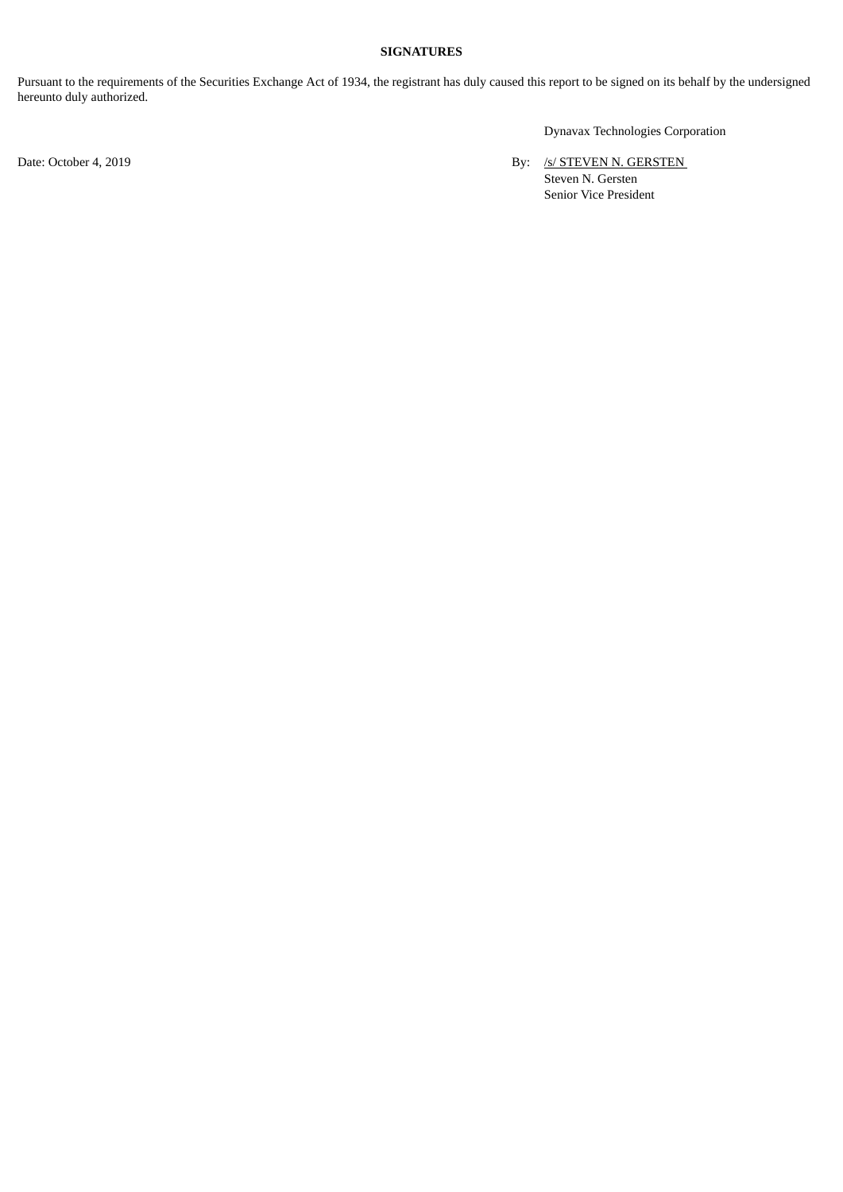**SIGNATURES**

Pursuant to the requirements of the Securities Exchange Act of 1934, the registrant has duly caused this report to be signed on its behalf by the undersigned hereunto duly authorized.

Dynavax Technologies Corporation

Date: October 4, 2019

By: /s/ STEVEN N. GERSTEN
Steven N. Gersten
Senior Vice President